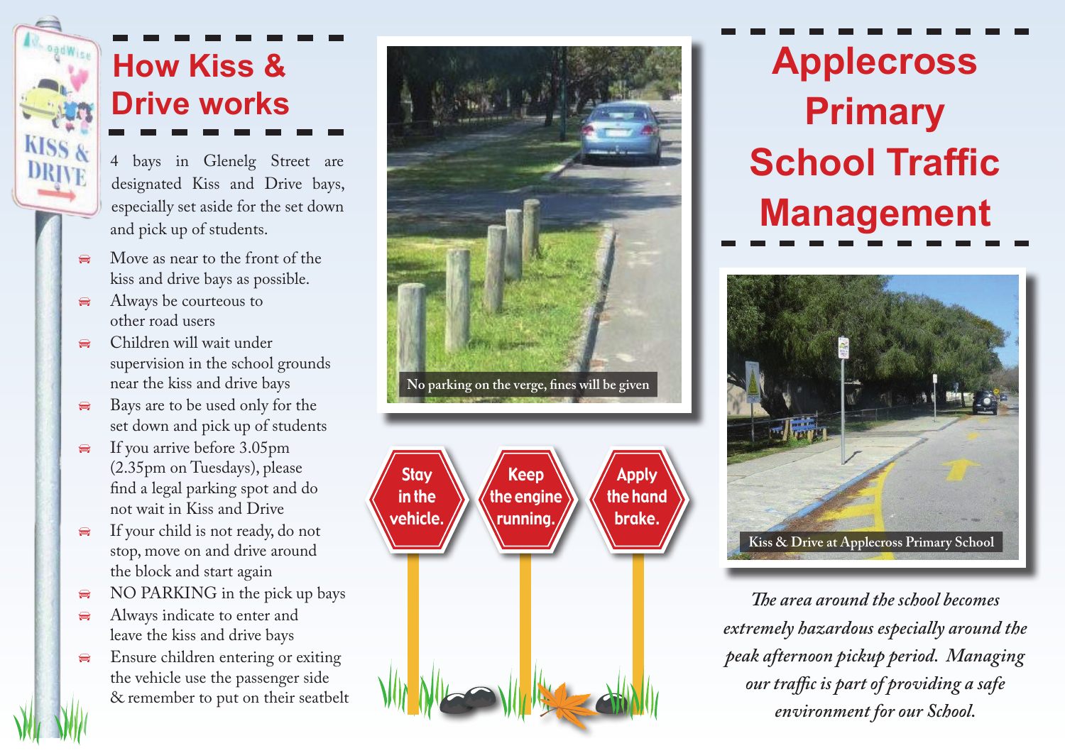# How Kiss & Drive works

4 bays in Glenelg Street are designated Kiss and Drive bays, especially set aside for the set down and pick up of students.

- Move as near to the front of the kiss and drive bays as possible.
- Always be courteous to other road users
- Children will wait under supervision in the school grounds near the kiss and drive bays
- Bays are to be used only for the set down and pick up of students
- If you arrive before 3.05pm (2.35pm on Tuesdays), please find a legal parking spot and do not wait in Kiss and Drive
- If your child is not ready, do not stop, move on and drive around the block and start again
- NO PARKING in the pick up bays
- Always indicate to enter and leave the kiss and drive bays
- Ensure children entering or exiting the vehicle use the passenger side & remember to put on their seatbelt

No parking on the verge, fines will be given

Stay in the vehicle.

Keep the engine running.

Apply the hand brake.

# Applecross Primary School Traffic Management

Kiss & Drive at Applecross Primary School

*The area around the school becomes extremely hazardous especially around the peak afternoon pickup period. Managing our traffic is part of providing a safe environment for our School.*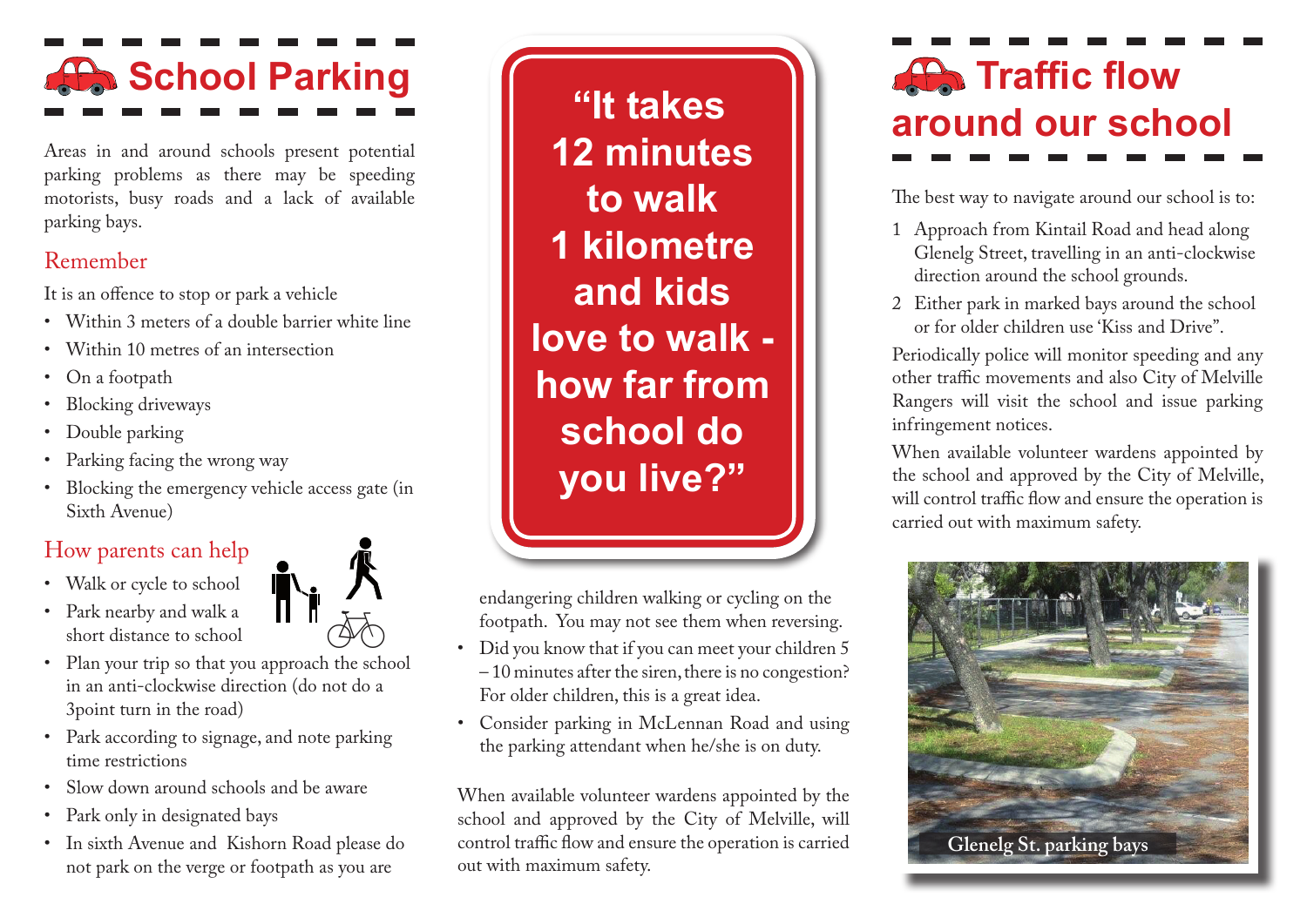# School Parking

Areas in and around schools present potential parking problems as there may be speeding motorists, busy roads and a lack of available parking bays.

## Remember

It is an offence to stop or park a vehicle

- Within 3 meters of a double barrier white line
- Within 10 metres of an intersection
- On a footpath
- Blocking driveways
- Double parking
- Parking facing the wrong way
- Blocking the emergency vehicle access gate (in Sixth Avenue)

## How parents can help

- Walk or cycle to school
- Park nearby and walk a short distance to school
- Plan your trip so that you approach the school in an anti-clockwise direction (do not do a 3point turn in the road)
- Park according to signage, and note parking time restrictions
- Slow down around schools and be aware
- Park only in designated bays
- In sixth Avenue and Kishorn Road please do not park on the verge or footpath as you are endangering children walking or cycling on the footpath. You may not see them when reversing.
- Did you know that if you can meet your children 5 – 10 minutes after the siren, there is no congestion? For older children, this is a great idea.
- Consider parking in McLennan Road and using the parking attendant when he/she is on duty.

When available volunteer wardens appointed by the school and approved by the City of Melville, will control traffic flow and ensure the operation is carried out with maximum safety.

**"It takes 12 minutes to walk 1 kilometre and kids love to walk - how far from school do you live?"**

# Traffic flow around our school

The best way to navigate around our school is to:

1. Approach from Kintail Road and head along Glenelg Street, travelling in an anti-clockwise direction around the school grounds.
2. Either park in marked bays around the school or for older children use 'Kiss and Drive".

Periodically police will monitor speeding and any other traffic movements and also City of Melville Rangers will visit the school and issue parking infringement notices.

When available volunteer wardens appointed by the school and approved by the City of Melville, will control traffic flow and ensure the operation is carried out with maximum safety.

Glenelg St. parking bays